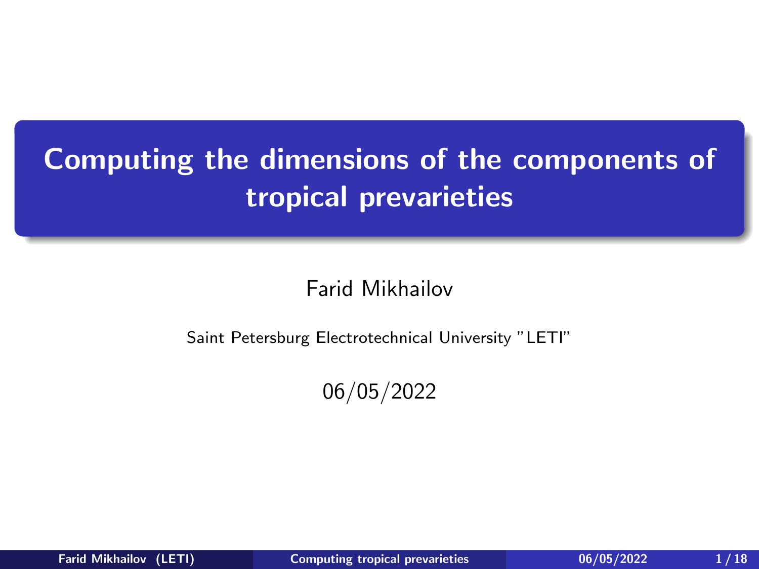# Computing the dimensions of the components of tropical prevarieties

Farid Mikhailov

Saint Petersburg Electrotechnical University "LETI"

06/05/2022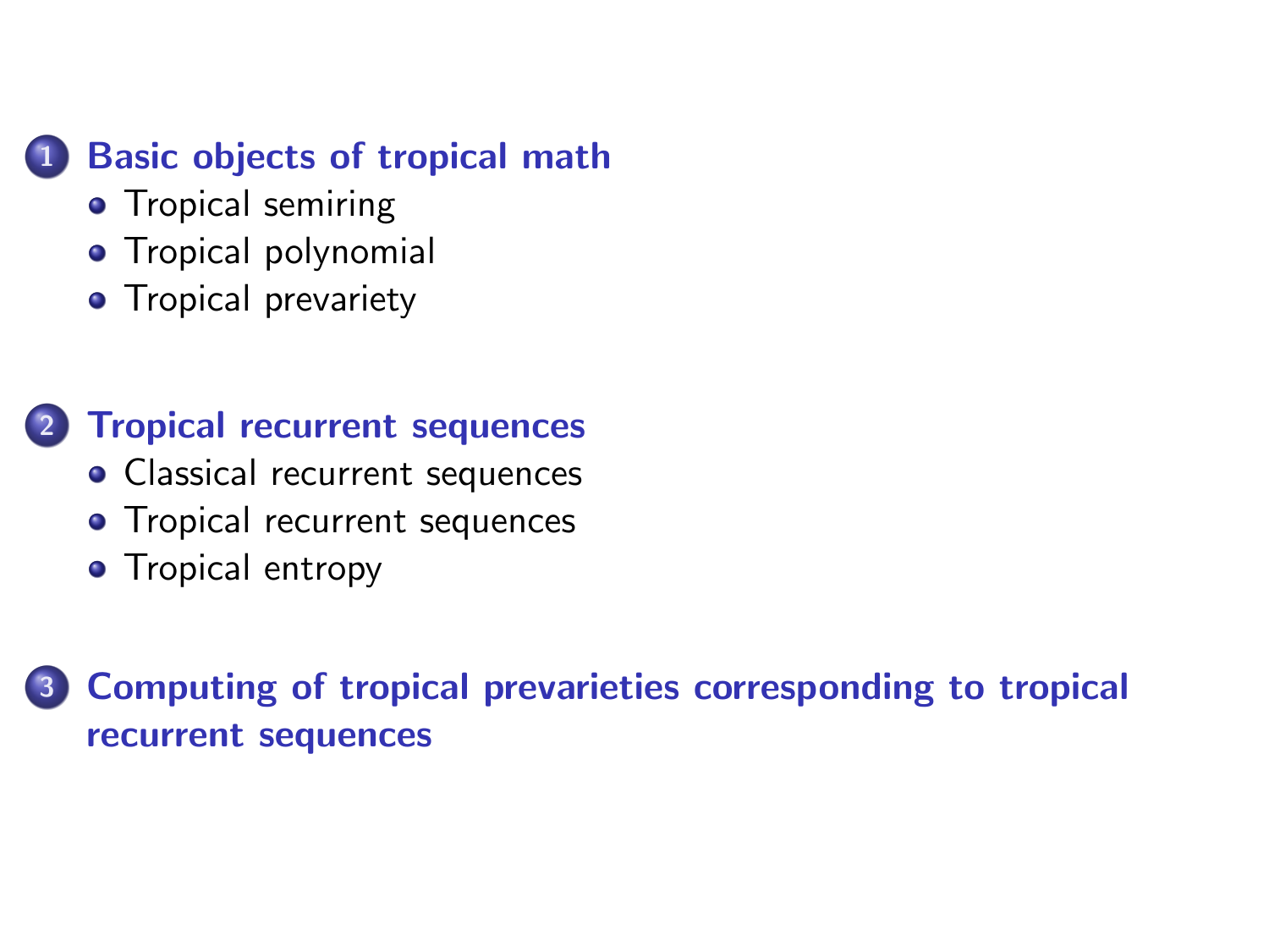1. **Basic objects of tropical math**
   - Tropical semiring
   - Tropical polynomial
   - Tropical prevariety

2. **Tropical recurrent sequences**
   - Classical recurrent sequences
   - Tropical recurrent sequences
   - Tropical entropy

3. **Computing of tropical prevarieties corresponding to tropical recurrent sequences**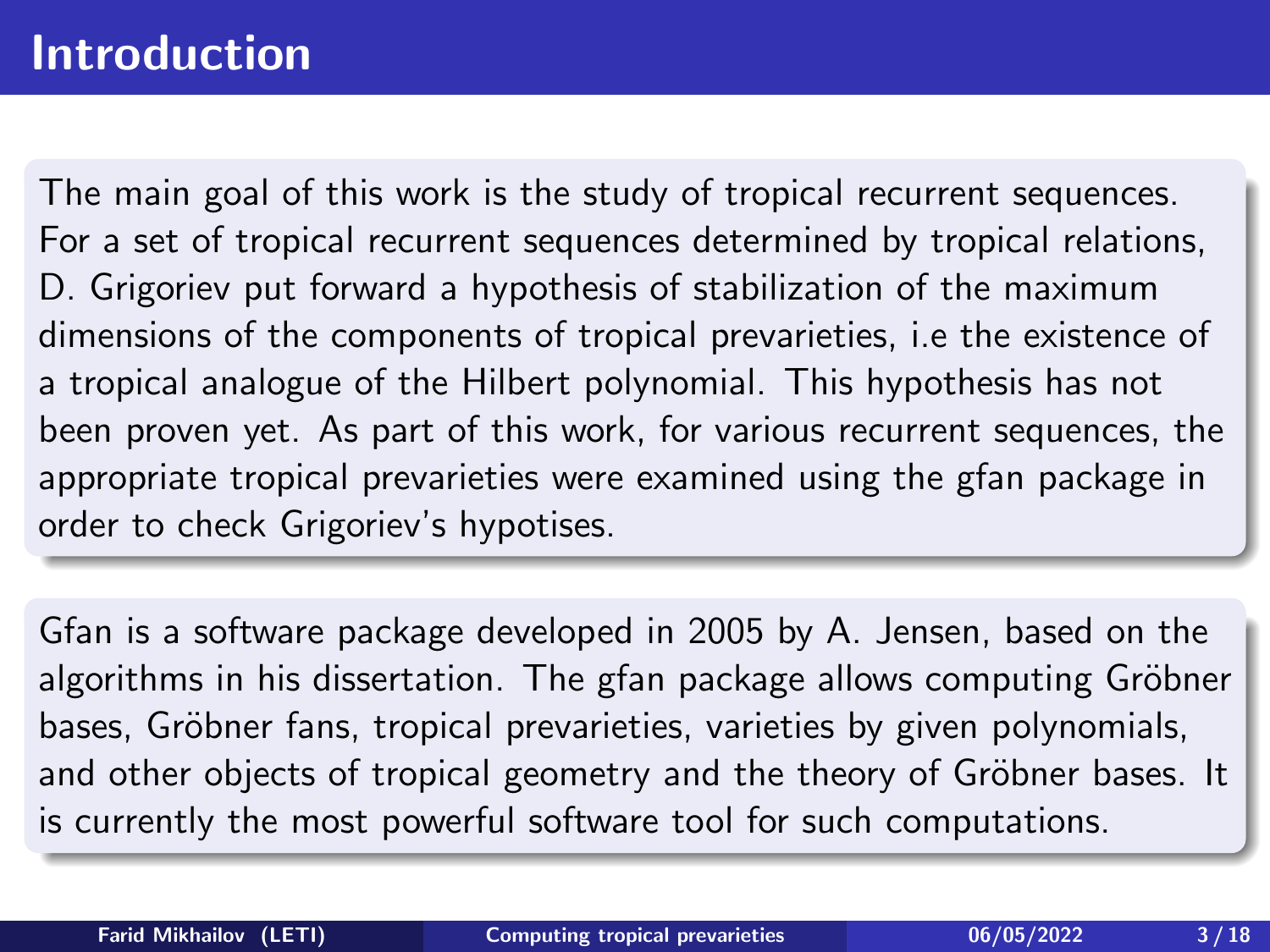# Introduction

The main goal of this work is the study of tropical recurrent sequences. For a set of tropical recurrent sequences determined by tropical relations, D. Grigoriev put forward a hypothesis of stabilization of the maximum dimensions of the components of tropical prevarieties, i.e the existence of a tropical analogue of the Hilbert polynomial. This hypothesis has not been proven yet. As part of this work, for various recurrent sequences, the appropriate tropical prevarieties were examined using the gfan package in order to check Grigoriev's hypotises.

Gfan is a software package developed in 2005 by A. Jensen, based on the algorithms in his dissertation. The gfan package allows computing Gröbner bases, Gröbner fans, tropical prevarieties, varieties by given polynomials, and other objects of tropical geometry and the theory of Gröbner bases. It is currently the most powerful software tool for such computations.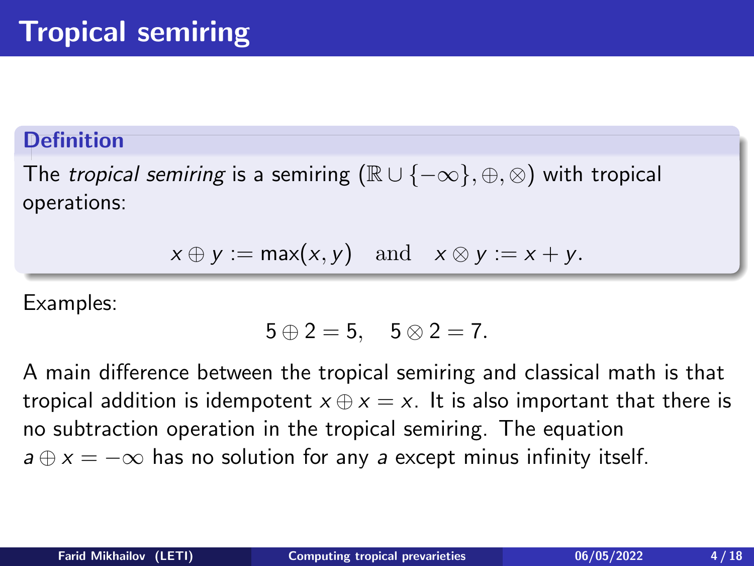# Tropical semiring

**Definition**

The *tropical semiring* is a semiring $(\mathbb{R} \cup \{-\infty\}, \oplus, \otimes)$ with tropical operations:

$$x \oplus y := \max(x, y) \quad \text{and} \quad x \otimes y := x + y.$$

Examples:

$$5 \oplus 2 = 5, \quad 5 \otimes 2 = 7.$$

A main difference between the tropical semiring and classical math is that tropical addition is idempotent $x \oplus x = x$. It is also important that there is no subtraction operation in the tropical semiring. The equation $a \oplus x = -\infty$ has no solution for any $a$ except minus infinity itself.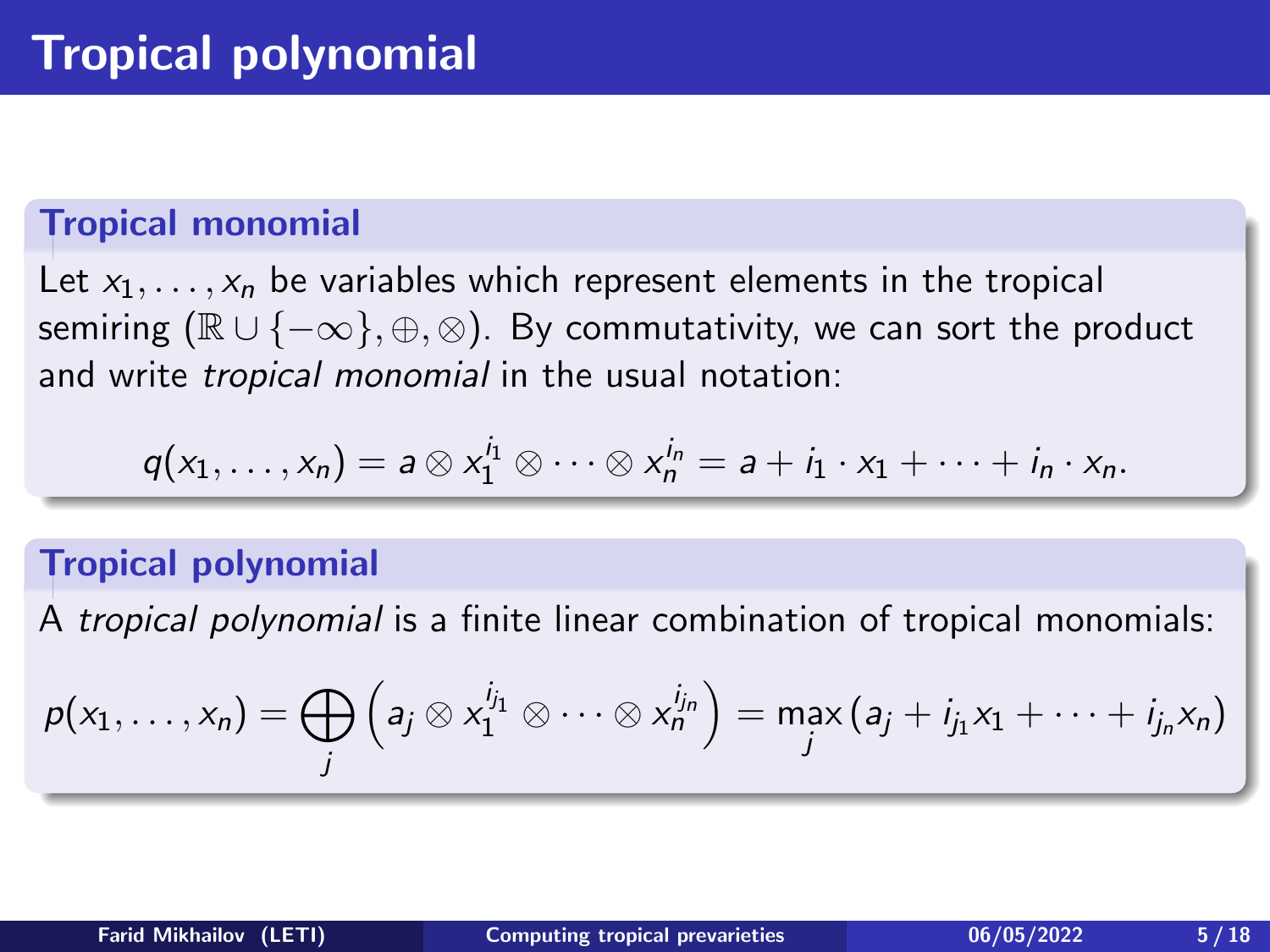# Tropical polynomial

## Tropical monomial

Let $x_1, \ldots, x_n$ be variables which represent elements in the tropical semiring $(\mathbb{R} \cup \{-\infty\}, \oplus, \otimes)$. By commutativity, we can sort the product and write *tropical monomial* in the usual notation:

$$q(x_1, \ldots, x_n) = a \otimes x_1^{i_1} \otimes \cdots \otimes x_n^{i_n} = a + i_1 \cdot x_1 + \cdots + i_n \cdot x_n.$$

## Tropical polynomial

A *tropical polynomial* is a finite linear combination of tropical monomials:

$$p(x_1, \ldots, x_n) = \bigoplus_j \left( a_j \otimes x_1^{i_{j_1}} \otimes \cdots \otimes x_n^{i_{j_n}} \right) = \max_j \left( a_j + i_{j_1} x_1 + \cdots + i_{j_n} x_n \right)$$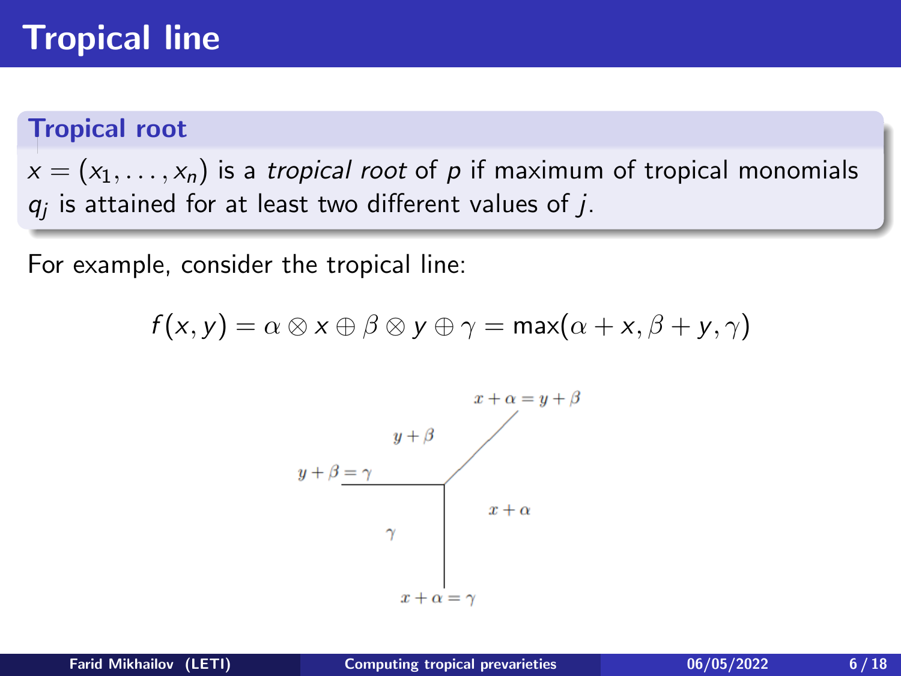# Tropical line

### Tropical root

$x = (x_1, \ldots, x_n)$ is a *tropical root* of $p$ if maximum of tropical monomials $q_j$ is attained for at least two different values of $j$.

For example, consider the tropical line:

$$f(x, y) = \alpha \otimes x \oplus \beta \otimes y \oplus \gamma = \max(\alpha + x, \beta + y, \gamma)$$

$x + \alpha = y + \beta$

$y + \beta$

$y + \beta = \gamma$

$x + \alpha$

$\gamma$

$x + \alpha = \gamma$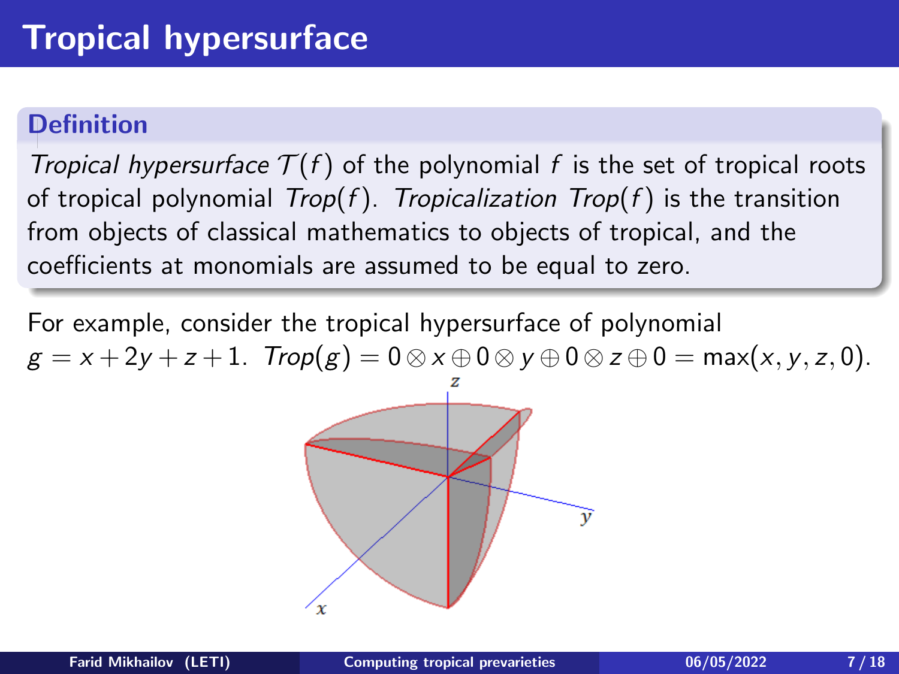# Tropical hypersurface

**Definition**

*Tropical hypersurface* $\mathcal{T}(f)$ of the polynomial $f$ is the set of tropical roots of tropical polynomial $Trop(f)$. *Tropicalization* $Trop(f)$ is the transition from objects of classical mathematics to objects of tropical, and the coefficients at monomials are assumed to be equal to zero.

For example, consider the tropical hypersurface of polynomial $g = x + 2y + z + 1$. $Trop(g) = 0 \otimes x \oplus 0 \otimes y \oplus 0 \otimes z \oplus 0 = \max(x, y, z, 0)$.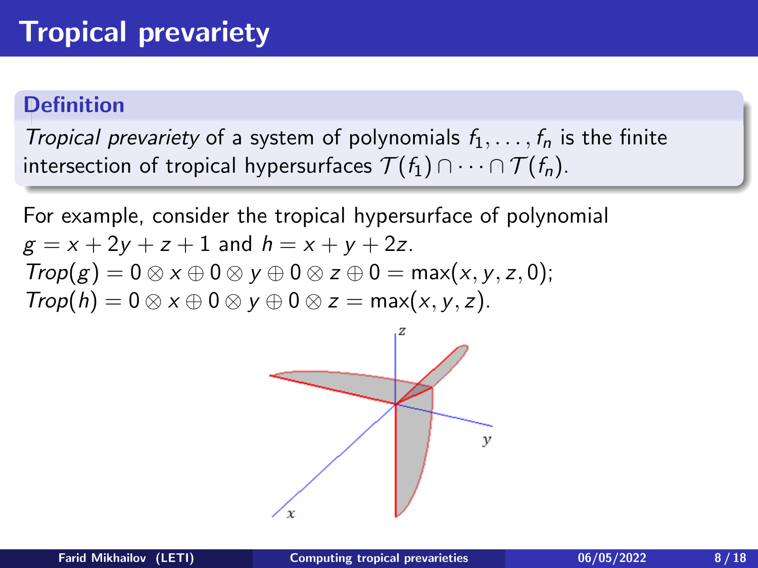# Tropical prevariety

**Definition**

*Tropical prevariety* of a system of polynomials $f_1, \ldots, f_n$ is the finite intersection of tropical hypersurfaces $\mathcal{T}(f_1) \cap \cdots \cap \mathcal{T}(f_n)$.

For example, consider the tropical hypersurface of polynomial $g = x + 2y + z + 1$ and $h = x + y + 2z$.

$Trop(g) = 0 \otimes x \oplus 0 \otimes y \oplus 0 \otimes z \oplus 0 = \max(x, y, z, 0)$;

$Trop(h) = 0 \otimes x \oplus 0 \otimes y \oplus 0 \otimes z = \max(x, y, z)$.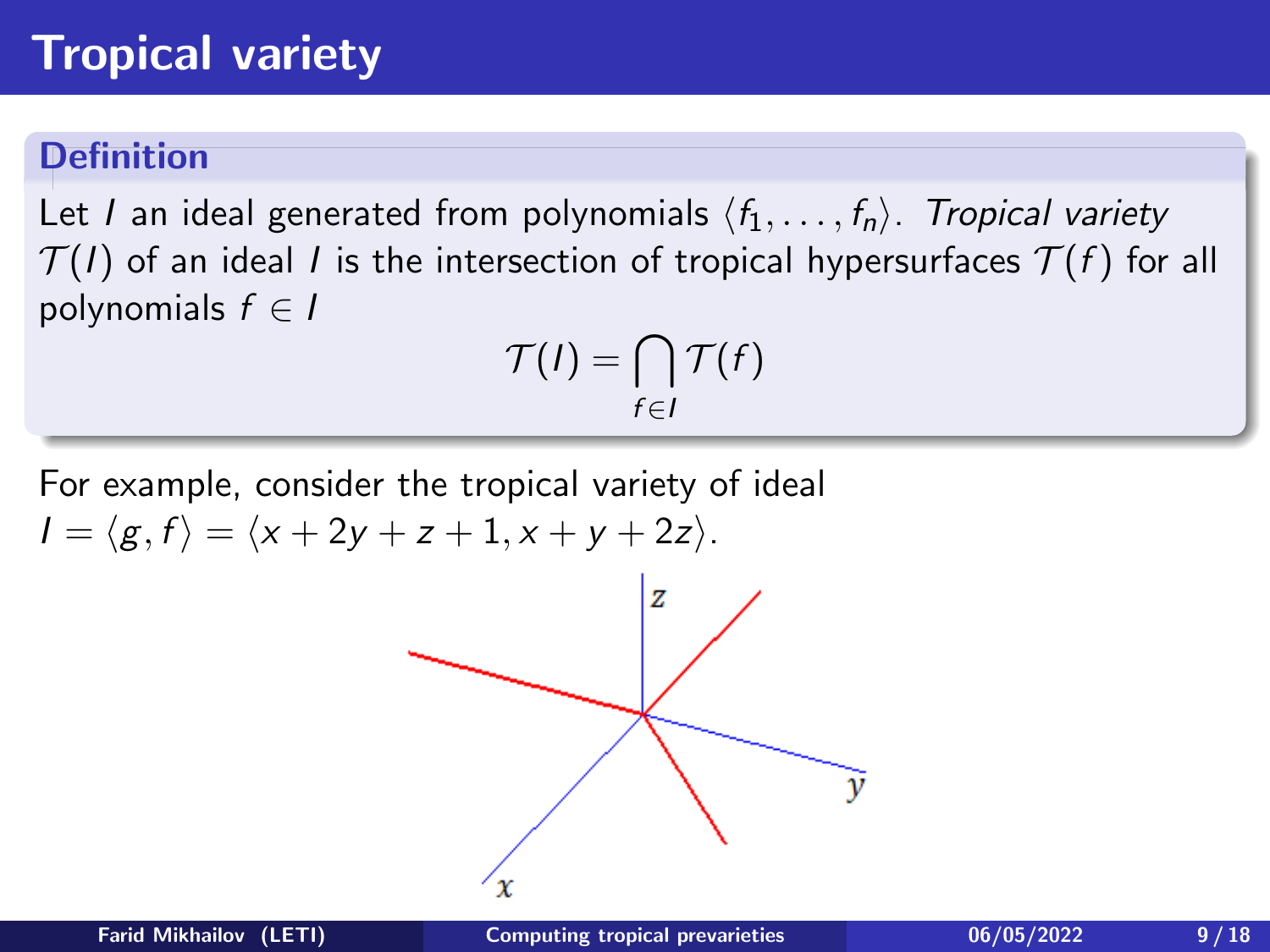# Tropical variety

**Definition**

Let $I$ an ideal generated from polynomials $\langle f_1, \ldots, f_n \rangle$. *Tropical variety* $\mathcal{T}(I)$ of an ideal $I$ is the intersection of tropical hypersurfaces $\mathcal{T}(f)$ for all polynomials $f \in I$

$$\mathcal{T}(I) = \bigcap_{f \in I} \mathcal{T}(f)$$

For example, consider the tropical variety of ideal $I = \langle g, f \rangle = \langle x + 2y + z + 1, x + y + 2z \rangle$.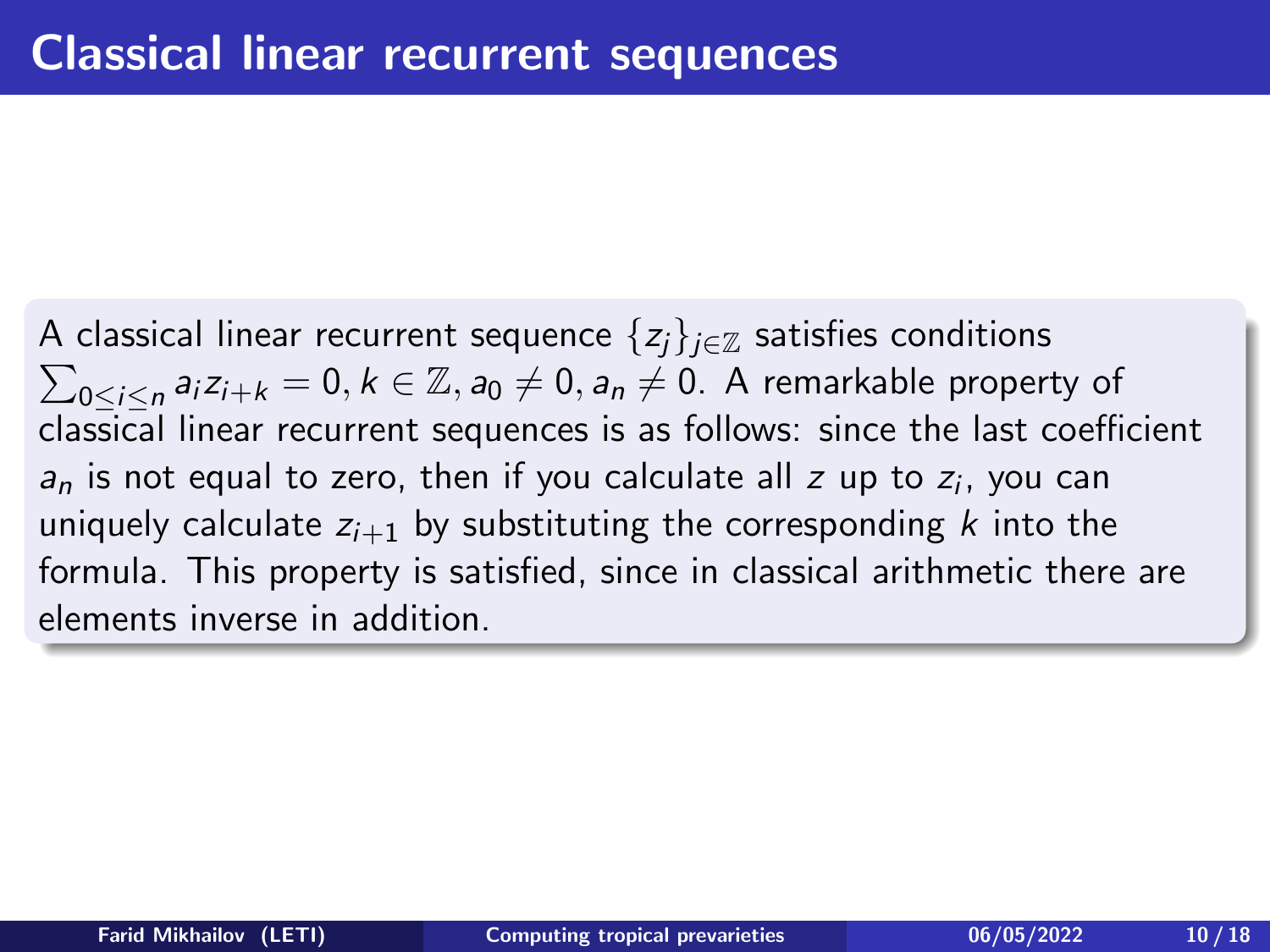# Classical linear recurrent sequences

A classical linear recurrent sequence $\{z_j\}_{j\in\mathbb{Z}}$ satisfies conditions $\sum_{0\leq i\leq n} a_i z_{i+k} = 0, k \in \mathbb{Z}, a_0 \neq 0, a_n \neq 0$. A remarkable property of classical linear recurrent sequences is as follows: since the last coefficient $a_n$ is not equal to zero, then if you calculate all $z$ up to $z_i$, you can uniquely calculate $z_{i+1}$ by substituting the corresponding $k$ into the formula. This property is satisfied, since in classical arithmetic there are elements inverse in addition.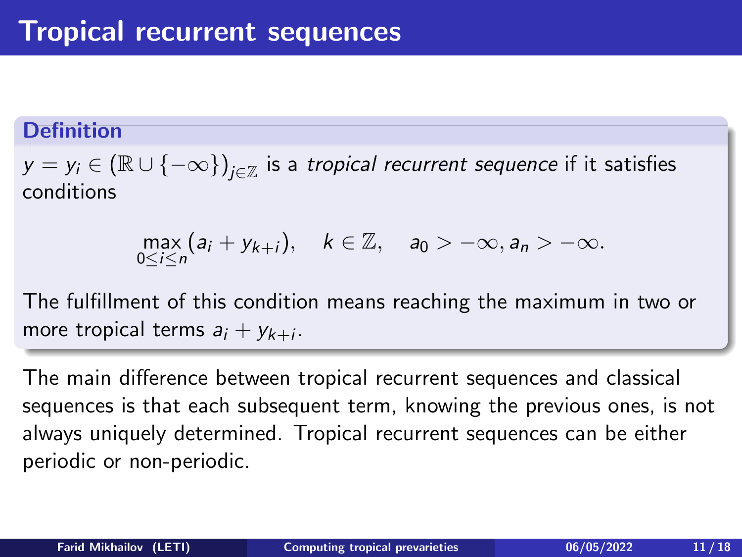# Tropical recurrent sequences

**Definition**

$y = y_i \in (\mathbb{R} \cup \{-\infty\})_{j \in \mathbb{Z}}$ is a *tropical recurrent sequence* if it satisfies conditions

$$\max_{0 \le i \le n} (a_i + y_{k+i}), \quad k \in \mathbb{Z}, \quad a_0 > -\infty, a_n > -\infty.$$

The fulfillment of this condition means reaching the maximum in two or more tropical terms $a_i + y_{k+i}$.

The main difference between tropical recurrent sequences and classical sequences is that each subsequent term, knowing the previous ones, is not always uniquely determined. Tropical recurrent sequences can be either periodic or non-periodic.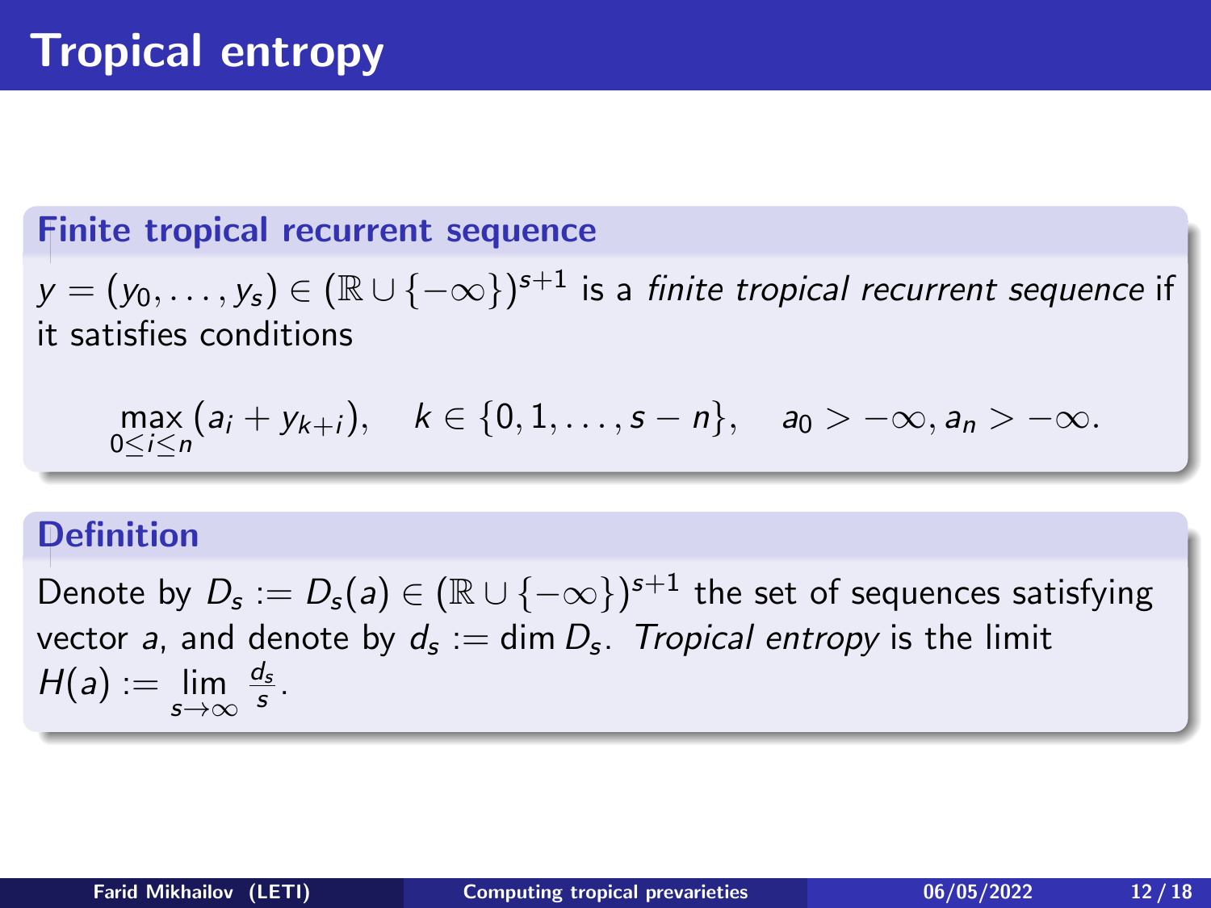# Tropical entropy

### Finite tropical recurrent sequence

$y = (y_0, \ldots, y_s) \in (\mathbb{R} \cup \{-\infty\})^{s+1}$ is a *finite tropical recurrent sequence* if it satisfies conditions

$$\max_{0 \le i \le n} (a_i + y_{k+i}), \quad k \in \{0, 1, \ldots, s-n\}, \quad a_0 > -\infty, a_n > -\infty.$$

### Definition

Denote by $D_s := D_s(a) \in (\mathbb{R} \cup \{-\infty\})^{s+1}$ the set of sequences satisfying vector $a$, and denote by $d_s := \dim D_s$. *Tropical entropy* is the limit $H(a) := \lim\limits_{s \to \infty} \frac{d_s}{s}$.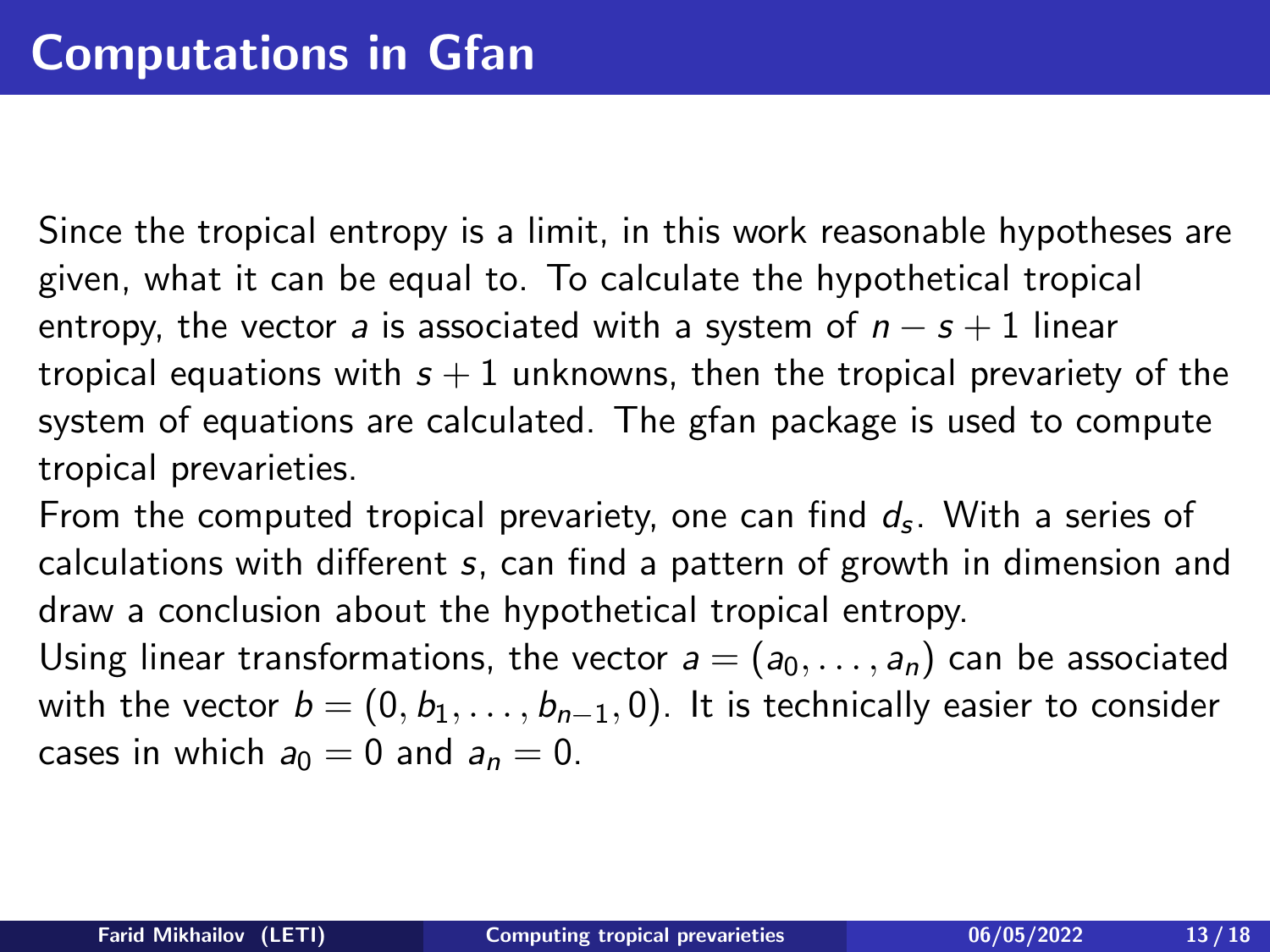# Computations in Gfan

Since the tropical entropy is a limit, in this work reasonable hypotheses are given, what it can be equal to. To calculate the hypothetical tropical entropy, the vector $a$ is associated with a system of $n - s + 1$ linear tropical equations with $s + 1$ unknowns, then the tropical prevariety of the system of equations are calculated. The gfan package is used to compute tropical prevarieties.

From the computed tropical prevariety, one can find $d_s$. With a series of calculations with different $s$, can find a pattern of growth in dimension and draw a conclusion about the hypothetical tropical entropy.

Using linear transformations, the vector $a = (a_0, \ldots, a_n)$ can be associated with the vector $b = (0, b_1, \ldots, b_{n-1}, 0)$. It is technically easier to consider cases in which $a_0 = 0$ and $a_n = 0$.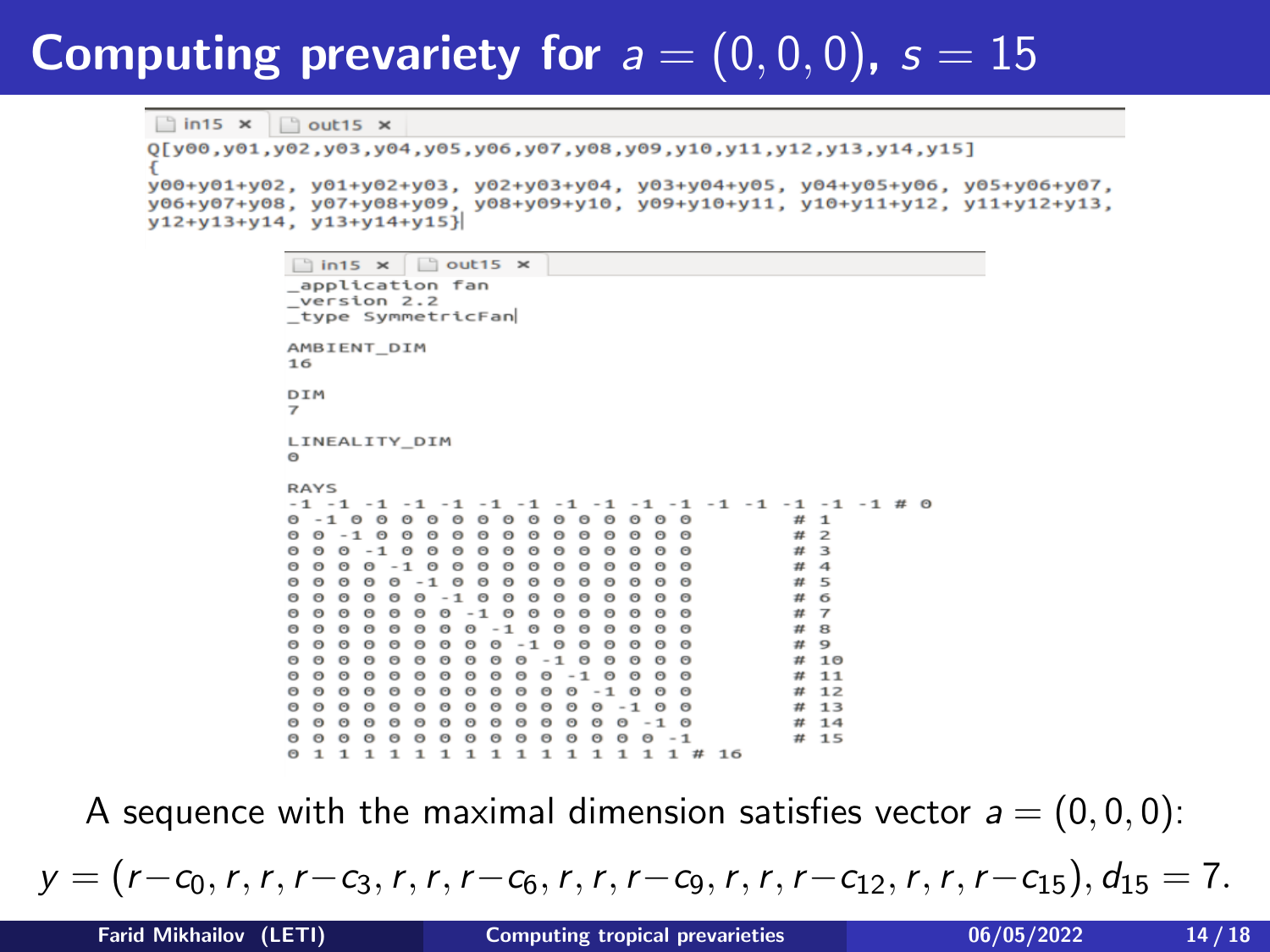# Computing prevariety for $a = (0, 0, 0)$, $s = 15$

```
in15 ×    out15 ×
Q[y00,y01,y02,y03,y04,y05,y06,y07,y08,y09,y10,y11,y12,y13,y14,y15]
{
y00+y01+y02, y01+y02+y03, y02+y03+y04, y03+y04+y05, y04+y05+y06, y05+y06+y07,
y06+y07+y08, y07+y08+y09, y08+y09+y10, y09+y10+y11, y10+y11+y12, y11+y12+y13,
y12+y13+y14, y13+y14+y15}
```

```
in15 ×    out15 ×
_application fan
_version 2.2
_type SymmetricFan

AMBIENT_DIM
16

DIM
7

LINEALITY_DIM
0

RAYS
-1 -1 -1 -1 -1 -1 -1 -1 -1 -1 -1 -1 -1 -1 -1 -1 # 0
0 -1 0 0 0 0 0 0 0 0 0 0 0 0 0 0         # 1
0 0 -1 0 0 0 0 0 0 0 0 0 0 0 0 0         # 2
0 0 0 -1 0 0 0 0 0 0 0 0 0 0 0 0         # 3
0 0 0 0 -1 0 0 0 0 0 0 0 0 0 0 0         # 4
0 0 0 0 0 -1 0 0 0 0 0 0 0 0 0 0         # 5
0 0 0 0 0 0 -1 0 0 0 0 0 0 0 0 0         # 6
0 0 0 0 0 0 0 -1 0 0 0 0 0 0 0 0         # 7
0 0 0 0 0 0 0 0 -1 0 0 0 0 0 0 0         # 8
0 0 0 0 0 0 0 0 0 -1 0 0 0 0 0 0         # 9
0 0 0 0 0 0 0 0 0 0 -1 0 0 0 0 0         # 10
0 0 0 0 0 0 0 0 0 0 0 -1 0 0 0 0         # 11
0 0 0 0 0 0 0 0 0 0 0 0 -1 0 0 0         # 12
0 0 0 0 0 0 0 0 0 0 0 0 0 -1 0 0         # 13
0 0 0 0 0 0 0 0 0 0 0 0 0 0 -1 0         # 14
0 0 0 0 0 0 0 0 0 0 0 0 0 0 0 -1         # 15
0 1 1 1 1 1 1 1 1 1 1 1 1 1 1 1 # 16
```

A sequence with the maximal dimension satisfies vector $a = (0, 0, 0)$:

$$y = (r - c_0, r, r, r - c_3, r, r, r - c_6, r, r, r - c_9, r, r, r - c_{12}, r, r, r - c_{15}), d_{15} = 7.$$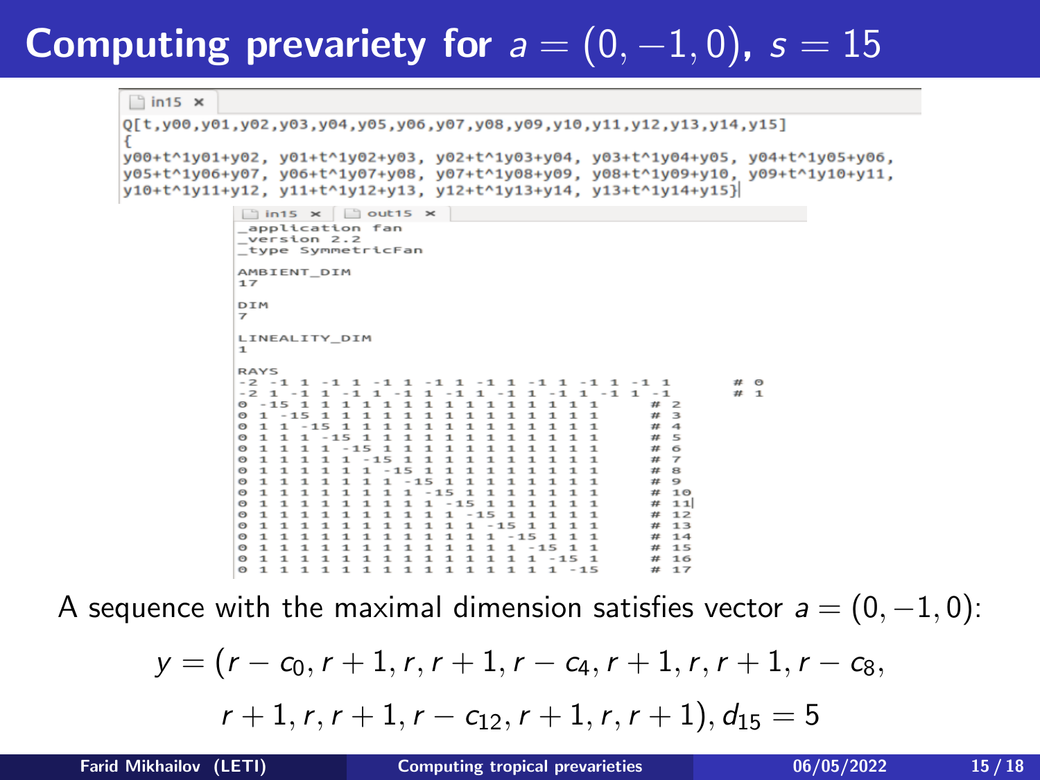# Computing prevariety for $a = (0, -1, 0)$, $s = 15$

```
in15
Q[t,y00,y01,y02,y03,y04,y05,y06,y07,y08,y09,y10,y11,y12,y13,y14,y15]
{
y00+t^1y01+y02, y01+t^1y02+y03, y02+t^1y03+y04, y03+t^1y04+y05, y04+t^1y05+y06,
y05+t^1y06+y07, y06+t^1y07+y08, y07+t^1y08+y09, y08+t^1y09+y10, y09+t^1y10+y11,
y10+t^1y11+y12, y11+t^1y12+y13, y12+t^1y13+y14, y13+t^1y14+y15}
```

```
out15
_application fan
_version 2.2
_type SymmetricFan

AMBIENT_DIM
17

DIM
7

LINEALITY_DIM
1

RAYS
-2 -1 1 -1 1 -1 1 -1 1 -1 1 -1 1 -1 1 -1 1	# 0
-2 1 -1 1 -1 1 -1 1 -1 1 -1 1 -1 1 -1 1 -1	# 1
0 -15 1 1 1 1 1 1 1 1 1 1 1 1 1 1 1	# 2
0 1 -15 1 1 1 1 1 1 1 1 1 1 1 1 1 1	# 3
0 1 1 -15 1 1 1 1 1 1 1 1 1 1 1 1 1	# 4
0 1 1 1 -15 1 1 1 1 1 1 1 1 1 1 1 1	# 5
0 1 1 1 1 -15 1 1 1 1 1 1 1 1 1 1 1	# 6
0 1 1 1 1 1 -15 1 1 1 1 1 1 1 1 1 1	# 7
0 1 1 1 1 1 1 -15 1 1 1 1 1 1 1 1 1	# 8
0 1 1 1 1 1 1 1 -15 1 1 1 1 1 1 1 1	# 9
0 1 1 1 1 1 1 1 1 -15 1 1 1 1 1 1 1	# 10
0 1 1 1 1 1 1 1 1 1 -15 1 1 1 1 1 1	# 11
0 1 1 1 1 1 1 1 1 1 1 -15 1 1 1 1 1	# 12
0 1 1 1 1 1 1 1 1 1 1 1 -15 1 1 1 1	# 13
0 1 1 1 1 1 1 1 1 1 1 1 1 -15 1 1 1	# 14
0 1 1 1 1 1 1 1 1 1 1 1 1 1 -15 1 1	# 15
0 1 1 1 1 1 1 1 1 1 1 1 1 1 1 -15 1	# 16
0 1 1 1 1 1 1 1 1 1 1 1 1 1 1 1 -15	# 17
```

A sequence with the maximal dimension satisfies vector $a = (0, -1, 0)$:

$$y = (r - c_0, r + 1, r, r + 1, r - c_4, r + 1, r, r + 1, r - c_8,$$

$$r + 1, r, r + 1, r - c_{12}, r + 1, r, r + 1), d_{15} = 5$$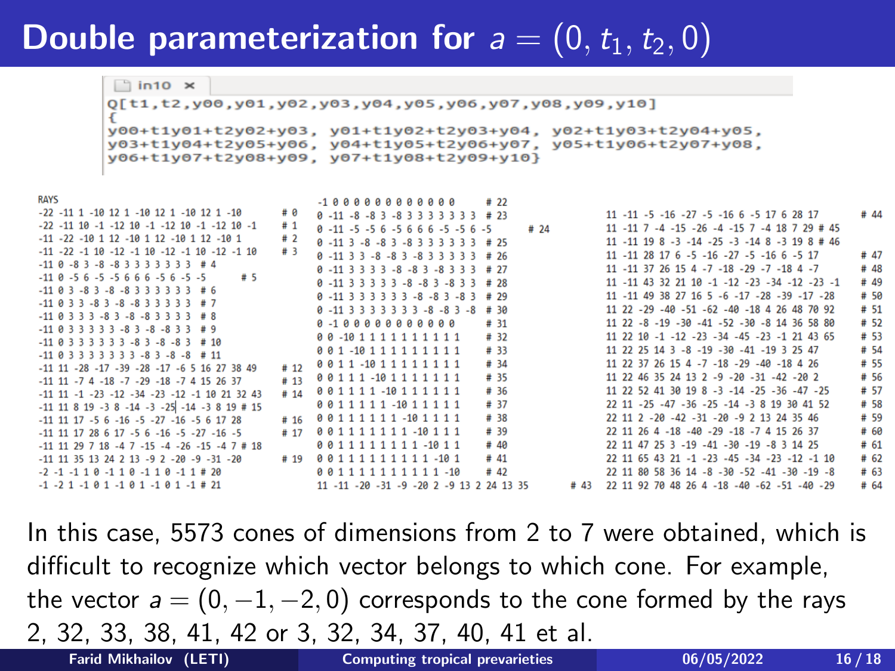# Double parameterization for $a = (0, t_1, t_2, 0)$

in10

```
Q[t1,t2,y00,y01,y02,y03,y04,y05,y06,y07,y08,y09,y10]
{
y00+t1y01+t2y02+y03, y01+t1y02+t2y03+y04, y02+t1y03+t2y04+y05,
y03+t1y04+t2y05+y06, y04+t1y05+t2y06+y07, y05+t1y06+t2y07+y08,
y06+t1y07+t2y08+y09, y07+t1y08+t2y09+y10}
```

```
RAYS
-22 -11 1 -10 12 1 -10 12 1 -10 12 1 -10    # 0
-22 -11 10 -1 -12 10 -1 -12 10 -1 -12 10 -1    # 1
-11 -22 -10 1 12 -10 1 12 -10 1 12 -10 1    # 2
-11 -22 -1 10 -12 -1 10 -12 -1 10 -12 -1 10    # 3
-11 0 -8 3 -8 -8 3 3 3 3 3 3 3  # 4
-11 0 -5 6 -5 -5 6 6 6 -5 6 -5 -5    # 5
-11 0 3 -8 3 -8 -8 3 3 3 3 3 3  # 6
-11 0 3 3 -8 3 -8 -8 3 3 3 3 3  # 7
-11 0 3 3 3 -8 3 -8 -8 3 3 3 3  # 8
-11 0 3 3 3 3 3 -8 3 -8 -8 3 3  # 9
-11 0 3 3 3 3 3 3 -8 3 -8 -8 3  # 10
-11 0 3 3 3 3 3 3 3 -8 3 -8 -8  # 11
-11 11 -28 -17 -39 -28 -17 -6 5 16 27 38 49    # 12
-11 11 -7 4 -18 -7 -29 -18 -7 4 15 26 37    # 13
-11 11 -1 -23 -12 -34 -23 -12 -1 10 21 32 43    # 14
-11 11 8 19 -3 8 -14 -3 -25 -14 -3 8 19 # 15
-11 11 17 -5 6 -16 -5 -27 -16 -5 6 17 28    # 16
-11 11 17 28 6 17 -5 6 -16 -5 -27 -16 -5    # 17
-11 11 29 7 18 -4 7 -15 -4 -26 -15 -4 7 # 18
-11 11 35 13 24 2 13 -9 2 -20 -9 -31 -20    # 19
-2 -1 -1 1 0 -1 1 0 -1 1 0 -1 1 # 20
-1 -2 1 -1 0 1 -1 0 1 -1 0 1 -1 # 21
-1 0 0 0 0 0 0 0 0 0 0 0 0    # 22
0 -11 -8 -8 3 -8 3 3 3 3 3 3 3  # 23
0 -11 -5 -5 6 -5 6 6 6 -5 -5 6 -5    # 24
0 -11 3 -8 -8 3 -8 3 3 3 3 3 3  # 25
0 -11 3 3 -8 -8 3 -8 3 3 3 3 3  # 26
0 -11 3 3 3 3 -8 -8 3 -8 3 3 3  # 27
0 -11 3 3 3 3 3 -8 -8 3 -8 3 3  # 28
0 -11 3 3 3 3 3 3 -8 -8 3 -8 3  # 29
0 -11 3 3 3 3 3 3 3 -8 -8 3 -8  # 30
0 -1 0 0 0 0 0 0 0 0 0 0 0    # 31
0 0 -10 1 1 1 1 1 1 1 1 1 1    # 32
0 0 1 -10 1 1 1 1 1 1 1 1 1    # 33
0 0 1 1 -10 1 1 1 1 1 1 1 1    # 34
0 0 1 1 1 -10 1 1 1 1 1 1 1    # 35
0 0 1 1 1 1 -10 1 1 1 1 1 1    # 36
0 0 1 1 1 1 1 -10 1 1 1 1 1    # 37
0 0 1 1 1 1 1 1 -10 1 1 1 1    # 38
0 0 1 1 1 1 1 1 1 -10 1 1 1    # 39
0 0 1 1 1 1 1 1 1 1 -10 1 1    # 40
0 0 1 1 1 1 1 1 1 1 1 -10 1    # 41
0 0 1 1 1 1 1 1 1 1 1 1 -10    # 42
11 -11 -20 -31 -9 -20 2 -9 13 2 24 13 35    # 43
11 -11 -5 -16 -27 -5 -16 6 -5 17 6 28 17    # 44
11 -11 7 -4 -15 -26 -4 -15 7 -4 18 7 29 # 45
11 -11 19 8 -3 -14 -25 -3 -14 8 -3 19 8 # 46
11 -11 28 17 6 -5 -16 -27 -5 -16 6 -5 17    # 47
11 -11 37 26 15 4 -7 -18 -29 -7 -18 4 -7    # 48
11 -11 43 32 21 10 -1 -12 -23 -34 -12 -23 -1    # 49
11 -11 49 38 27 16 5 -6 -17 -28 -39 -17 -28    # 50
11 22 -29 -40 -51 -62 -40 -18 4 26 48 70 92    # 51
11 22 -8 -19 -30 -41 -52 -30 -8 14 36 58 80    # 52
11 22 10 -1 -12 -23 -34 -45 -23 -1 21 43 65    # 53
11 22 25 14 3 -8 -19 -30 -41 -19 3 25 47    # 54
11 22 37 26 15 4 -7 -18 -29 -40 -18 4 26    # 55
11 22 46 35 24 13 2 -9 -20 -31 -42 -20 2    # 56
11 22 52 41 30 19 8 -3 -14 -25 -36 -47 -25    # 57
22 11 -25 -47 -36 -25 -14 -3 8 19 30 41 52    # 58
22 11 2 -20 -42 -31 -20 -9 2 13 24 35 46    # 59
22 11 26 4 -18 -40 -29 -18 -7 4 15 26 37    # 60
22 11 47 25 3 -19 -41 -30 -19 -8 3 14 25    # 61
22 11 65 43 21 -1 -23 -45 -34 -23 -12 -1 10    # 62
22 11 80 58 36 14 -8 -30 -52 -41 -30 -19 -8    # 63
22 11 92 70 48 26 4 -18 -40 -62 -51 -40 -29    # 64
```

In this case, 5573 cones of dimensions from 2 to 7 were obtained, which is difficult to recognize which vector belongs to which cone. For example, the vector $a = (0, -1, -2, 0)$ corresponds to the cone formed by the rays 2, 32, 33, 38, 41, 42 or 3, 32, 34, 37, 40, 41 et al.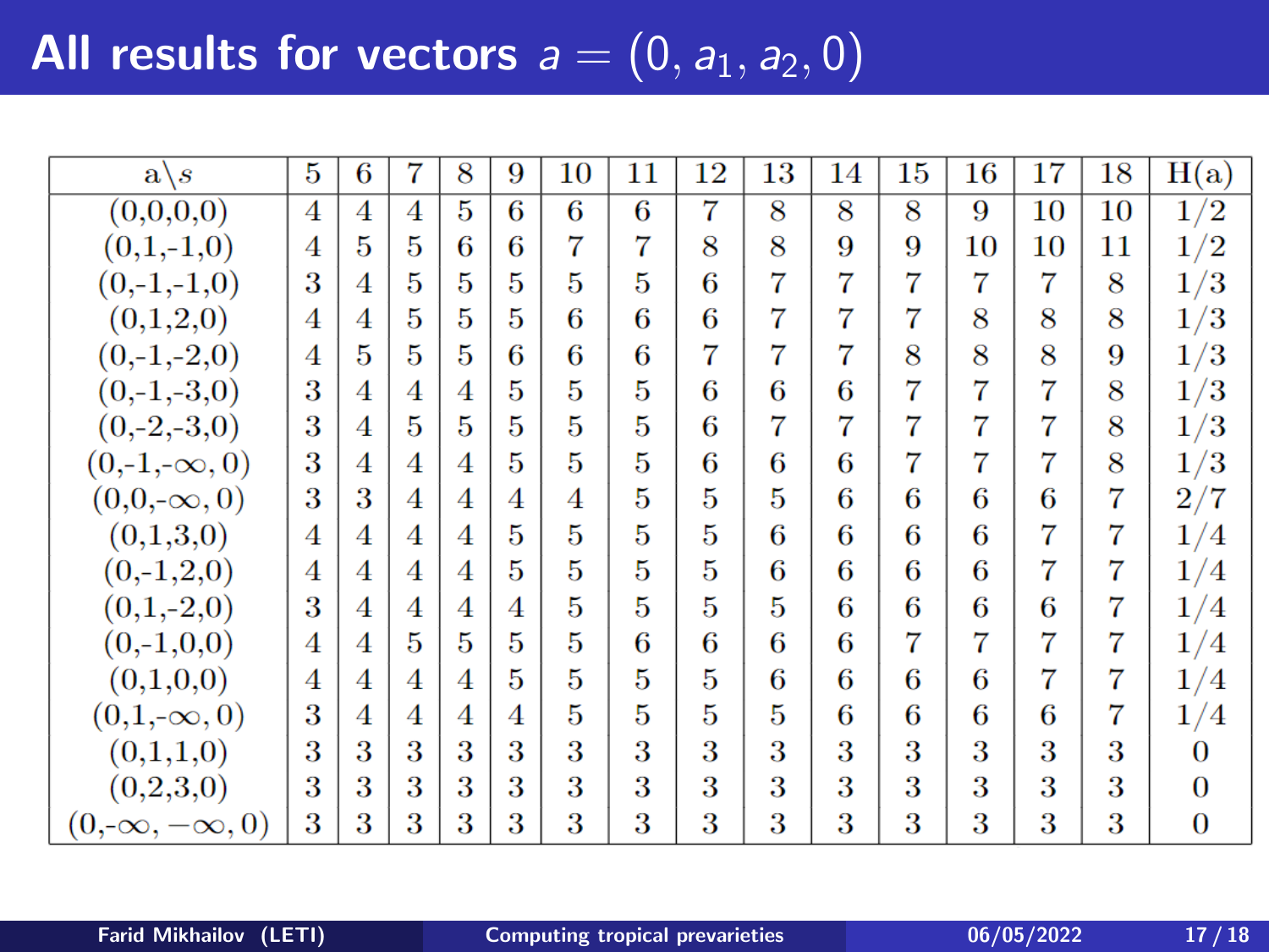# All results for vectors $a = (0, a_1, a_2, 0)$

| a\s | 5 | 6 | 7 | 8 | 9 | 10 | 11 | 12 | 13 | 14 | 15 | 16 | 17 | 18 | H(a) |
|---|---|---|---|---|---|---|---|---|---|---|---|---|---|---|---|
| (0,0,0,0) | 4 | 4 | 4 | 5 | 6 | 6 | 6 | 7 | 8 | 8 | 8 | 9 | 10 | 10 | 1/2 |
| (0,1,-1,0) | 4 | 5 | 5 | 6 | 6 | 7 | 7 | 8 | 8 | 9 | 9 | 10 | 10 | 11 | 1/2 |
| (0,-1,-1,0) | 3 | 4 | 5 | 5 | 5 | 5 | 5 | 6 | 7 | 7 | 7 | 7 | 7 | 8 | 1/3 |
| (0,1,2,0) | 4 | 4 | 5 | 5 | 5 | 6 | 6 | 6 | 7 | 7 | 7 | 8 | 8 | 8 | 1/3 |
| (0,-1,-2,0) | 4 | 5 | 5 | 5 | 6 | 6 | 6 | 7 | 7 | 7 | 8 | 8 | 8 | 9 | 1/3 |
| (0,-1,-3,0) | 3 | 4 | 4 | 4 | 5 | 5 | 5 | 6 | 6 | 6 | 7 | 7 | 7 | 8 | 1/3 |
| (0,-2,-3,0) | 3 | 4 | 5 | 5 | 5 | 5 | 5 | 6 | 7 | 7 | 7 | 7 | 7 | 8 | 1/3 |
| (0,-1,$-\infty$, 0) | 3 | 4 | 4 | 4 | 5 | 5 | 5 | 6 | 6 | 6 | 7 | 7 | 7 | 8 | 1/3 |
| (0,0,$-\infty$, 0) | 3 | 3 | 4 | 4 | 4 | 4 | 5 | 5 | 5 | 6 | 6 | 6 | 6 | 7 | 2/7 |
| (0,1,3,0) | 4 | 4 | 4 | 4 | 5 | 5 | 5 | 5 | 6 | 6 | 6 | 6 | 7 | 7 | 1/4 |
| (0,-1,2,0) | 4 | 4 | 4 | 4 | 5 | 5 | 5 | 5 | 6 | 6 | 6 | 6 | 7 | 7 | 1/4 |
| (0,1,-2,0) | 3 | 4 | 4 | 4 | 4 | 5 | 5 | 5 | 5 | 6 | 6 | 6 | 6 | 7 | 1/4 |
| (0,-1,0,0) | 4 | 4 | 5 | 5 | 5 | 5 | 6 | 6 | 6 | 6 | 7 | 7 | 7 | 7 | 1/4 |
| (0,1,0,0) | 4 | 4 | 4 | 4 | 5 | 5 | 5 | 5 | 6 | 6 | 6 | 6 | 7 | 7 | 1/4 |
| (0,1,$-\infty$, 0) | 3 | 4 | 4 | 4 | 4 | 5 | 5 | 5 | 5 | 6 | 6 | 6 | 6 | 7 | 1/4 |
| (0,1,1,0) | 3 | 3 | 3 | 3 | 3 | 3 | 3 | 3 | 3 | 3 | 3 | 3 | 3 | 3 | 0 |
| (0,2,3,0) | 3 | 3 | 3 | 3 | 3 | 3 | 3 | 3 | 3 | 3 | 3 | 3 | 3 | 3 | 0 |
| (0,$-\infty$, $-\infty$, 0) | 3 | 3 | 3 | 3 | 3 | 3 | 3 | 3 | 3 | 3 | 3 | 3 | 3 | 3 | 0 |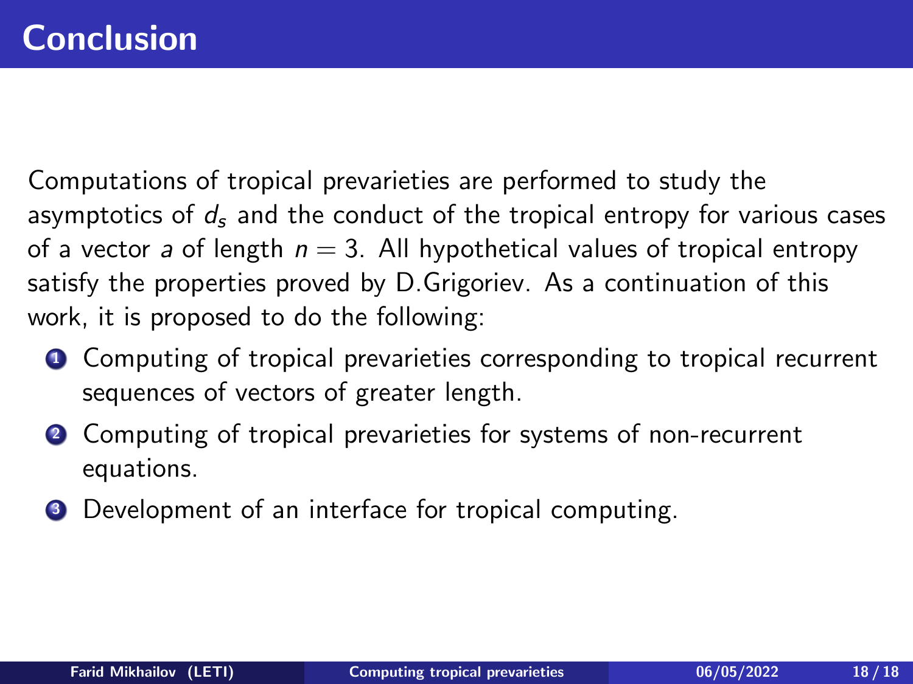# Conclusion

Computations of tropical prevarieties are performed to study the asymptotics of $d_s$ and the conduct of the tropical entropy for various cases of a vector $a$ of length $n = 3$. All hypothetical values of tropical entropy satisfy the properties proved by D.Grigoriev. As a continuation of this work, it is proposed to do the following:

1. Computing of tropical prevarieties corresponding to tropical recurrent sequences of vectors of greater length.
2. Computing of tropical prevarieties for systems of non-recurrent equations.
3. Development of an interface for tropical computing.